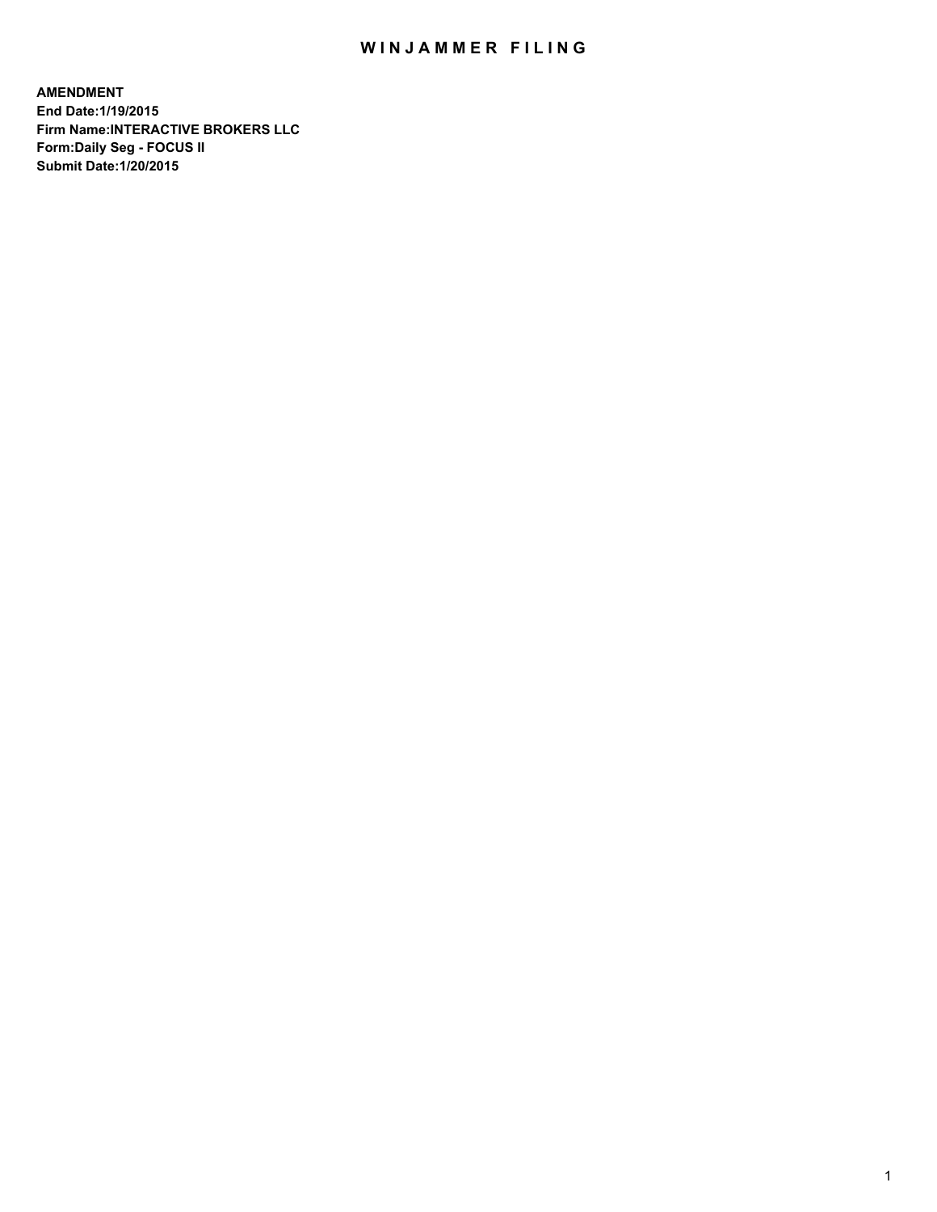# WINJAMMER FILING

**AMENDMENT**
**End Date:1/19/2015**
**Firm Name:INTERACTIVE BROKERS LLC**
**Form:Daily Seg - FOCUS II**
**Submit Date:1/20/2015**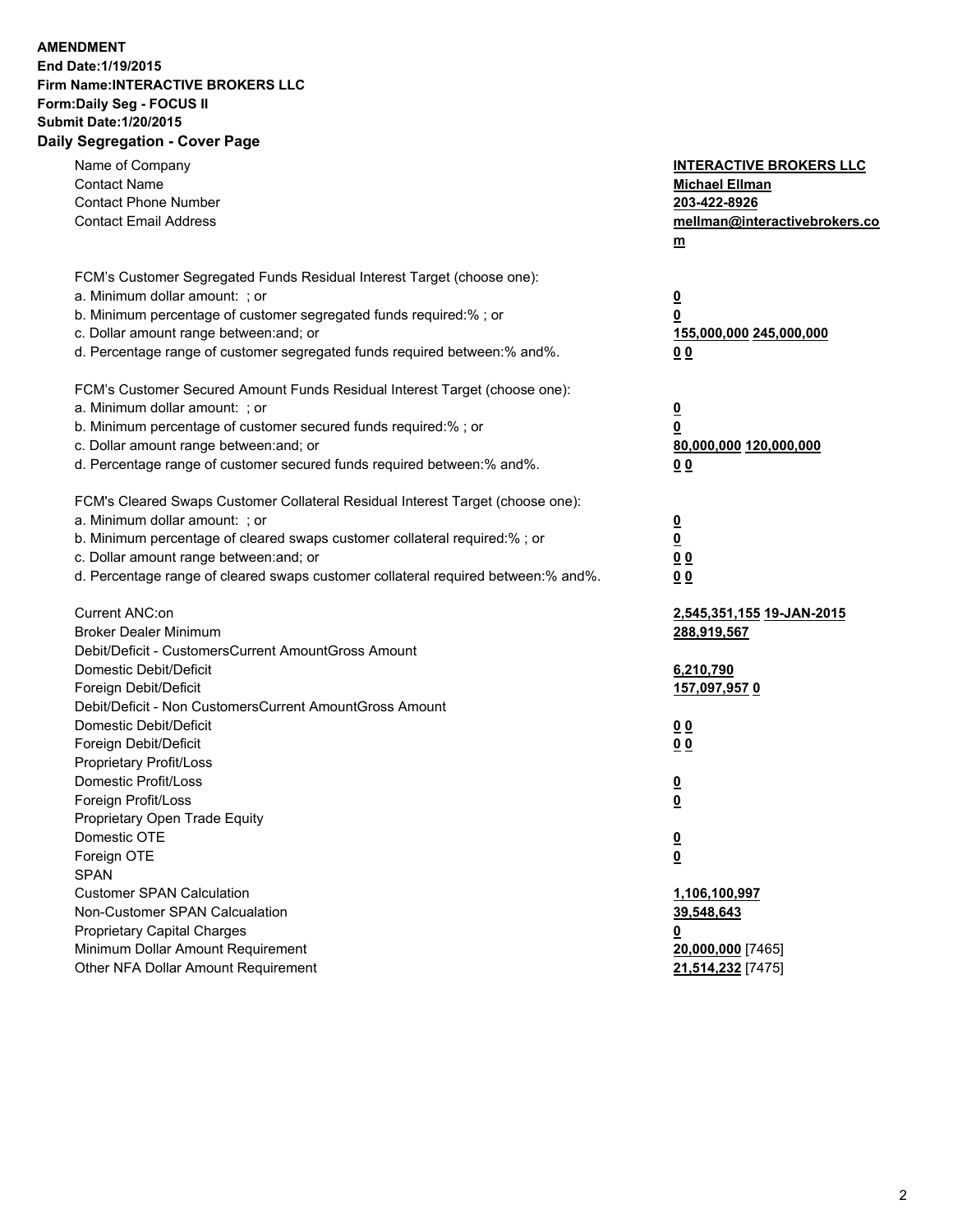**AMENDMENT**
**End Date:1/19/2015**
**Firm Name:INTERACTIVE BROKERS LLC**
**Form:Daily Seg - FOCUS II**
**Submit Date:1/20/2015**

## Daily Segregation - Cover Page

| | |
|---|---|
| Name of Company | **INTERACTIVE BROKERS LLC** |
| Contact Name | **Michael Ellman** |
| Contact Phone Number | **203-422-8926** |
| Contact Email Address | **mellman@interactivebrokers.com** |
| FCM's Customer Segregated Funds Residual Interest Target (choose one): | |
| a. Minimum dollar amount: ; or | **0** |
| b. Minimum percentage of customer segregated funds required:% ; or | **0** |
| c. Dollar amount range between:and; or | **155,000,000 245,000,000** |
| d. Percentage range of customer segregated funds required between:% and%. | **0 0** |
| FCM's Customer Secured Amount Funds Residual Interest Target (choose one): | |
| a. Minimum dollar amount: ; or | **0** |
| b. Minimum percentage of customer secured funds required:% ; or | **0** |
| c. Dollar amount range between:and; or | **80,000,000 120,000,000** |
| d. Percentage range of customer secured funds required between:% and%. | **0 0** |
| FCM's Cleared Swaps Customer Collateral Residual Interest Target (choose one): | |
| a. Minimum dollar amount: ; or | **0** |
| b. Minimum percentage of cleared swaps customer collateral required:% ; or | **0** |
| c. Dollar amount range between:and; or | **0 0** |
| d. Percentage range of cleared swaps customer collateral required between:% and%. | **0 0** |
| Current ANC:on | **2,545,351,155 19-JAN-2015** |
| Broker Dealer Minimum | **288,919,567** |
| Debit/Deficit - CustomersCurrent AmountGross Amount | |
| Domestic Debit/Deficit | **6,210,790** |
| Foreign Debit/Deficit | **157,097,957 0** |
| Debit/Deficit - Non CustomersCurrent AmountGross Amount | |
| Domestic Debit/Deficit | **0 0** |
| Foreign Debit/Deficit | **0 0** |
| Proprietary Profit/Loss | |
| Domestic Profit/Loss | **0** |
| Foreign Profit/Loss | **0** |
| Proprietary Open Trade Equity | |
| Domestic OTE | **0** |
| Foreign OTE | **0** |
| SPAN | |
| Customer SPAN Calculation | **1,106,100,997** |
| Non-Customer SPAN Calcualation | **39,548,643** |
| Proprietary Capital Charges | **0** |
| Minimum Dollar Amount Requirement | **20,000,000** [7465] |
| Other NFA Dollar Amount Requirement | **21,514,232** [7475] |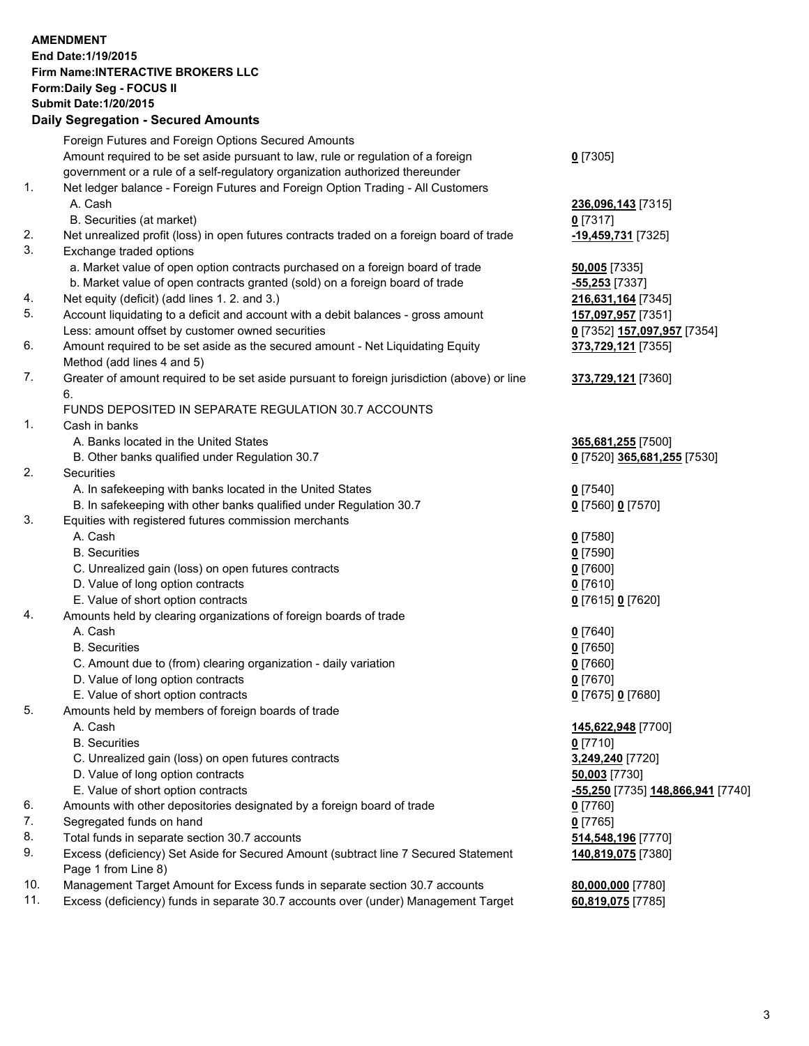**AMENDMENT**
**End Date:1/19/2015**
**Firm Name:INTERACTIVE BROKERS LLC**
**Form:Daily Seg - FOCUS II**
**Submit Date:1/20/2015**

## Daily Segregation - Secured Amounts

| | | |
|---|---|---|
| | Foreign Futures and Foreign Options Secured Amounts | |
| | Amount required to be set aside pursuant to law, rule or regulation of a foreign government or a rule of a self-regulatory organization authorized thereunder | **0** [7305] |
| 1. | Net ledger balance - Foreign Futures and Foreign Option Trading - All Customers | |
| | A. Cash | **236,096,143** [7315] |
| | B. Securities (at market) | **0** [7317] |
| 2. | Net unrealized profit (loss) in open futures contracts traded on a foreign board of trade | **-19,459,731** [7325] |
| 3. | Exchange traded options | |
| | a. Market value of open option contracts purchased on a foreign board of trade | **50,005** [7335] |
| | b. Market value of open contracts granted (sold) on a foreign board of trade | **-55,253** [7337] |
| 4. | Net equity (deficit) (add lines 1. 2. and 3.) | **216,631,164** [7345] |
| 5. | Account liquidating to a deficit and account with a debit balances - gross amount | **157,097,957** [7351] |
| | Less: amount offset by customer owned securities | **0** [7352] **157,097,957** [7354] |
| 6. | Amount required to be set aside as the secured amount - Net Liquidating Equity Method (add lines 4 and 5) | **373,729,121** [7355] |
| 7. | Greater of amount required to be set aside pursuant to foreign jurisdiction (above) or line 6. | **373,729,121** [7360] |
| | FUNDS DEPOSITED IN SEPARATE REGULATION 30.7 ACCOUNTS | |
| 1. | Cash in banks | |
| | A. Banks located in the United States | **365,681,255** [7500] |
| | B. Other banks qualified under Regulation 30.7 | **0** [7520] **365,681,255** [7530] |
| 2. | Securities | |
| | A. In safekeeping with banks located in the United States | **0** [7540] |
| | B. In safekeeping with other banks qualified under Regulation 30.7 | **0** [7560] **0** [7570] |
| 3. | Equities with registered futures commission merchants | |
| | A. Cash | **0** [7580] |
| | B. Securities | **0** [7590] |
| | C. Unrealized gain (loss) on open futures contracts | **0** [7600] |
| | D. Value of long option contracts | **0** [7610] |
| | E. Value of short option contracts | **0** [7615] **0** [7620] |
| 4. | Amounts held by clearing organizations of foreign boards of trade | |
| | A. Cash | **0** [7640] |
| | B. Securities | **0** [7650] |
| | C. Amount due to (from) clearing organization - daily variation | **0** [7660] |
| | D. Value of long option contracts | **0** [7670] |
| | E. Value of short option contracts | **0** [7675] **0** [7680] |
| 5. | Amounts held by members of foreign boards of trade | |
| | A. Cash | **145,622,948** [7700] |
| | B. Securities | **0** [7710] |
| | C. Unrealized gain (loss) on open futures contracts | **3,249,240** [7720] |
| | D. Value of long option contracts | **50,003** [7730] |
| | E. Value of short option contracts | **-55,250** [7735] **148,866,941** [7740] |
| 6. | Amounts with other depositories designated by a foreign board of trade | **0** [7760] |
| 7. | Segregated funds on hand | **0** [7765] |
| 8. | Total funds in separate section 30.7 accounts | **514,548,196** [7770] |
| 9. | Excess (deficiency) Set Aside for Secured Amount (subtract line 7 Secured Statement Page 1 from Line 8) | **140,819,075** [7380] |
| 10. | Management Target Amount for Excess funds in separate section 30.7 accounts | **80,000,000** [7780] |
| 11. | Excess (deficiency) funds in separate 30.7 accounts over (under) Management Target | **60,819,075** [7785] |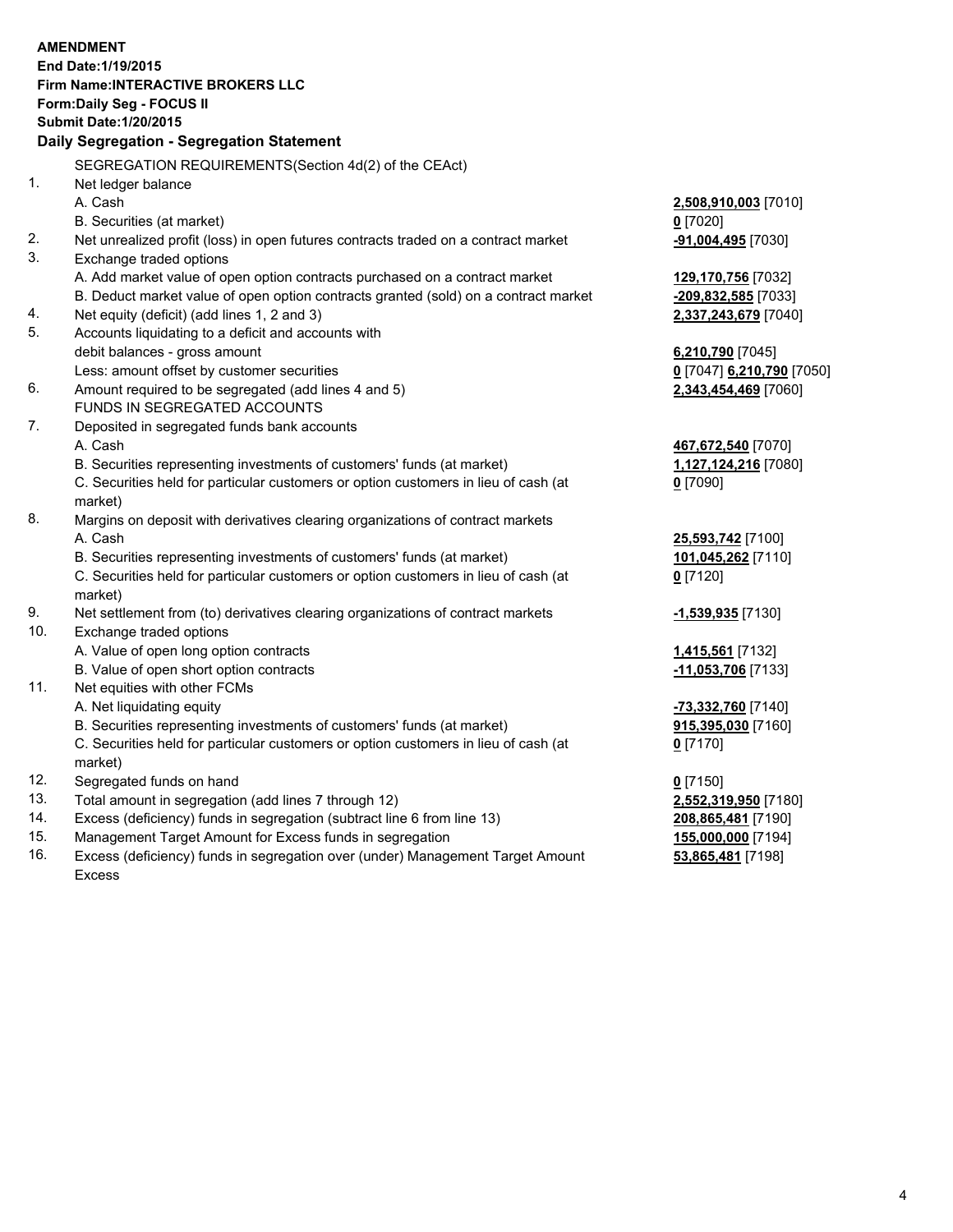**AMENDMENT**
**End Date:1/19/2015**
**Firm Name:INTERACTIVE BROKERS LLC**
**Form:Daily Seg - FOCUS II**
**Submit Date:1/20/2015**

## Daily Segregation - Segregation Statement

| | | |
|---|---|---|
| | SEGREGATION REQUIREMENTS(Section 4d(2) of the CEAct) | |
| 1. | Net ledger balance | |
| | A. Cash | **2,508,910,003** [7010] |
| | B. Securities (at market) | **0** [7020] |
| 2. | Net unrealized profit (loss) in open futures contracts traded on a contract market | **-91,004,495** [7030] |
| 3. | Exchange traded options | |
| | A. Add market value of open option contracts purchased on a contract market | **129,170,756** [7032] |
| | B. Deduct market value of open option contracts granted (sold) on a contract market | **-209,832,585** [7033] |
| 4. | Net equity (deficit) (add lines 1, 2 and 3) | **2,337,243,679** [7040] |
| 5. | Accounts liquidating to a deficit and accounts with | |
| | debit balances - gross amount | **6,210,790** [7045] |
| | Less: amount offset by customer securities | **0** [7047] **6,210,790** [7050] |
| 6. | Amount required to be segregated (add lines 4 and 5) | **2,343,454,469** [7060] |
| | FUNDS IN SEGREGATED ACCOUNTS | |
| 7. | Deposited in segregated funds bank accounts | |
| | A. Cash | **467,672,540** [7070] |
| | B. Securities representing investments of customers' funds (at market) | **1,127,124,216** [7080] |
| | C. Securities held for particular customers or option customers in lieu of cash (at market) | **0** [7090] |
| 8. | Margins on deposit with derivatives clearing organizations of contract markets | |
| | A. Cash | **25,593,742** [7100] |
| | B. Securities representing investments of customers' funds (at market) | **101,045,262** [7110] |
| | C. Securities held for particular customers or option customers in lieu of cash (at market) | **0** [7120] |
| 9. | Net settlement from (to) derivatives clearing organizations of contract markets | **-1,539,935** [7130] |
| 10. | Exchange traded options | |
| | A. Value of open long option contracts | **1,415,561** [7132] |
| | B. Value of open short option contracts | **-11,053,706** [7133] |
| 11. | Net equities with other FCMs | |
| | A. Net liquidating equity | **-73,332,760** [7140] |
| | B. Securities representing investments of customers' funds (at market) | **915,395,030** [7160] |
| | C. Securities held for particular customers or option customers in lieu of cash (at market) | **0** [7170] |
| 12. | Segregated funds on hand | **0** [7150] |
| 13. | Total amount in segregation (add lines 7 through 12) | **2,552,319,950** [7180] |
| 14. | Excess (deficiency) funds in segregation (subtract line 6 from line 13) | **208,865,481** [7190] |
| 15. | Management Target Amount for Excess funds in segregation | **155,000,000** [7194] |
| 16. | Excess (deficiency) funds in segregation over (under) Management Target Amount Excess | **53,865,481** [7198] |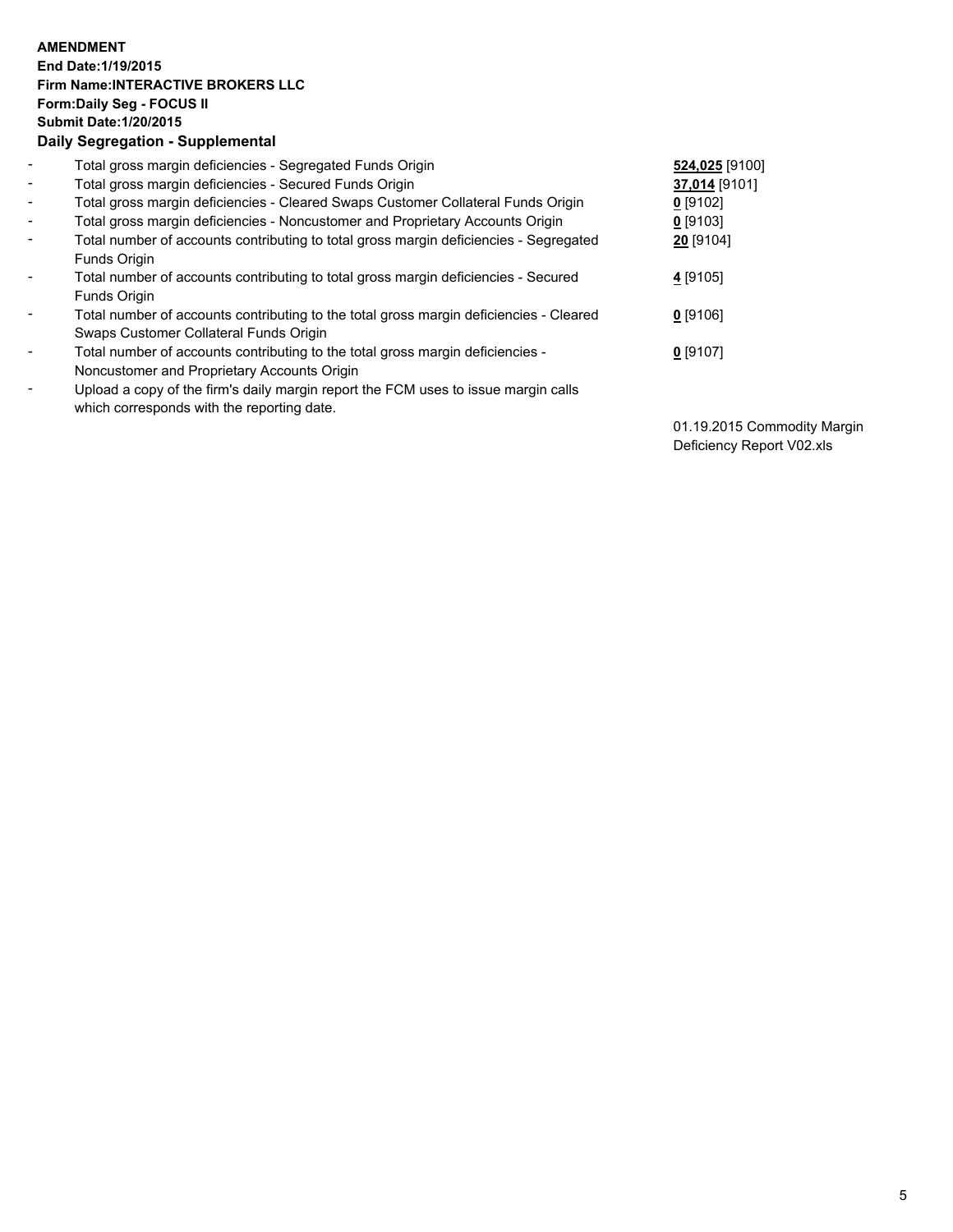**AMENDMENT**
**End Date:1/19/2015**
**Firm Name:INTERACTIVE BROKERS LLC**
**Form:Daily Seg - FOCUS II**
**Submit Date:1/20/2015**
**Daily Segregation - Supplemental**

| | | |
|---|---|---|
| - | Total gross margin deficiencies - Segregated Funds Origin | **524,025** [9100] |
| - | Total gross margin deficiencies - Secured Funds Origin | **37,014** [9101] |
| - | Total gross margin deficiencies - Cleared Swaps Customer Collateral Funds Origin | **0** [9102] |
| - | Total gross margin deficiencies - Noncustomer and Proprietary Accounts Origin | **0** [9103] |
| - | Total number of accounts contributing to total gross margin deficiencies - Segregated Funds Origin | **20** [9104] |
| - | Total number of accounts contributing to total gross margin deficiencies - Secured Funds Origin | **4** [9105] |
| - | Total number of accounts contributing to the total gross margin deficiencies - Cleared Swaps Customer Collateral Funds Origin | **0** [9106] |
| - | Total number of accounts contributing to the total gross margin deficiencies - Noncustomer and Proprietary Accounts Origin | **0** [9107] |
| - | Upload a copy of the firm's daily margin report the FCM uses to issue margin calls which corresponds with the reporting date. | 01.19.2015 Commodity Margin Deficiency Report V02.xls |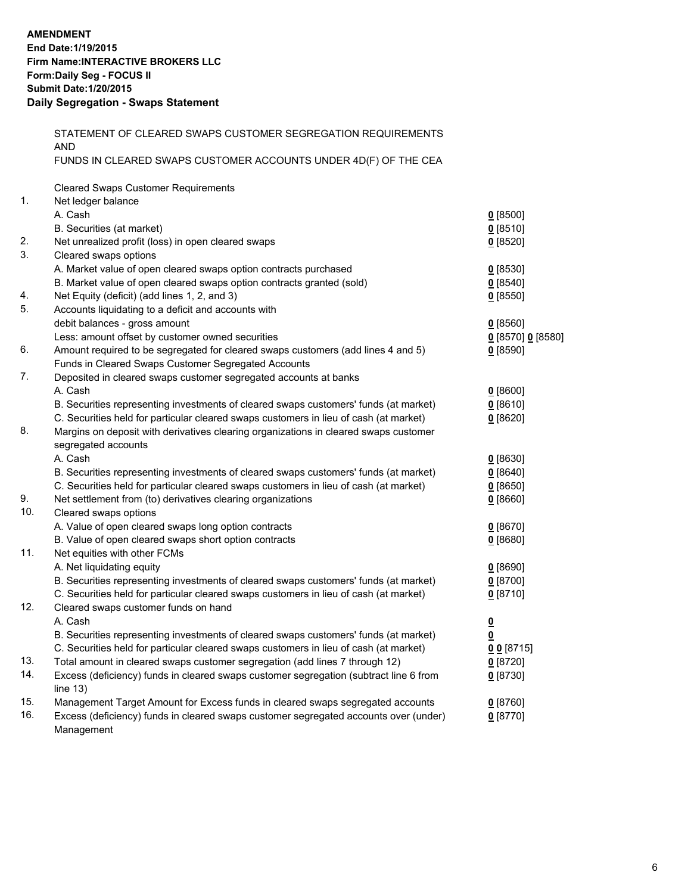**AMENDMENT**
**End Date:1/19/2015**
**Firm Name:INTERACTIVE BROKERS LLC**
**Form:Daily Seg - FOCUS II**
**Submit Date:1/20/2015**
**Daily Segregation - Swaps Statement**

STATEMENT OF CLEARED SWAPS CUSTOMER SEGREGATION REQUIREMENTS AND FUNDS IN CLEARED SWAPS CUSTOMER ACCOUNTS UNDER 4D(F) OF THE CEA

| | | |
|---|---|---|
| | Cleared Swaps Customer Requirements | |
| 1. | Net ledger balance | |
| | A. Cash | 0 [8500] |
| | B. Securities (at market) | 0 [8510] |
| 2. | Net unrealized profit (loss) in open cleared swaps | 0 [8520] |
| 3. | Cleared swaps options | |
| | A. Market value of open cleared swaps option contracts purchased | 0 [8530] |
| | B. Market value of open cleared swaps option contracts granted (sold) | 0 [8540] |
| 4. | Net Equity (deficit) (add lines 1, 2, and 3) | 0 [8550] |
| 5. | Accounts liquidating to a deficit and accounts with debit balances - gross amount | 0 [8560] |
| | Less: amount offset by customer owned securities | 0 [8570] 0 [8580] |
| 6. | Amount required to be segregated for cleared swaps customers (add lines 4 and 5) | 0 [8590] |
| | Funds in Cleared Swaps Customer Segregated Accounts | |
| 7. | Deposited in cleared swaps customer segregated accounts at banks | |
| | A. Cash | 0 [8600] |
| | B. Securities representing investments of cleared swaps customers' funds (at market) | 0 [8610] |
| | C. Securities held for particular cleared swaps customers in lieu of cash (at market) | 0 [8620] |
| 8. | Margins on deposit with derivatives clearing organizations in cleared swaps customer segregated accounts | |
| | A. Cash | 0 [8630] |
| | B. Securities representing investments of cleared swaps customers' funds (at market) | 0 [8640] |
| | C. Securities held for particular cleared swaps customers in lieu of cash (at market) | 0 [8650] |
| 9. | Net settlement from (to) derivatives clearing organizations | 0 [8660] |
| 10. | Cleared swaps options | |
| | A. Value of open cleared swaps long option contracts | 0 [8670] |
| | B. Value of open cleared swaps short option contracts | 0 [8680] |
| 11. | Net equities with other FCMs | |
| | A. Net liquidating equity | 0 [8690] |
| | B. Securities representing investments of cleared swaps customers' funds (at market) | 0 [8700] |
| | C. Securities held for particular cleared swaps customers in lieu of cash (at market) | 0 [8710] |
| 12. | Cleared swaps customer funds on hand | |
| | A. Cash | 0 |
| | B. Securities representing investments of cleared swaps customers' funds (at market) | 0 |
| | C. Securities held for particular cleared swaps customers in lieu of cash (at market) | 0 0 [8715] |
| 13. | Total amount in cleared swaps customer segregation (add lines 7 through 12) | 0 [8720] |
| 14. | Excess (deficiency) funds in cleared swaps customer segregation (subtract line 6 from line 13) | 0 [8730] |
| 15. | Management Target Amount for Excess funds in cleared swaps segregated accounts | 0 [8760] |
| 16. | Excess (deficiency) funds in cleared swaps customer segregated accounts over (under) Management | 0 [8770] |